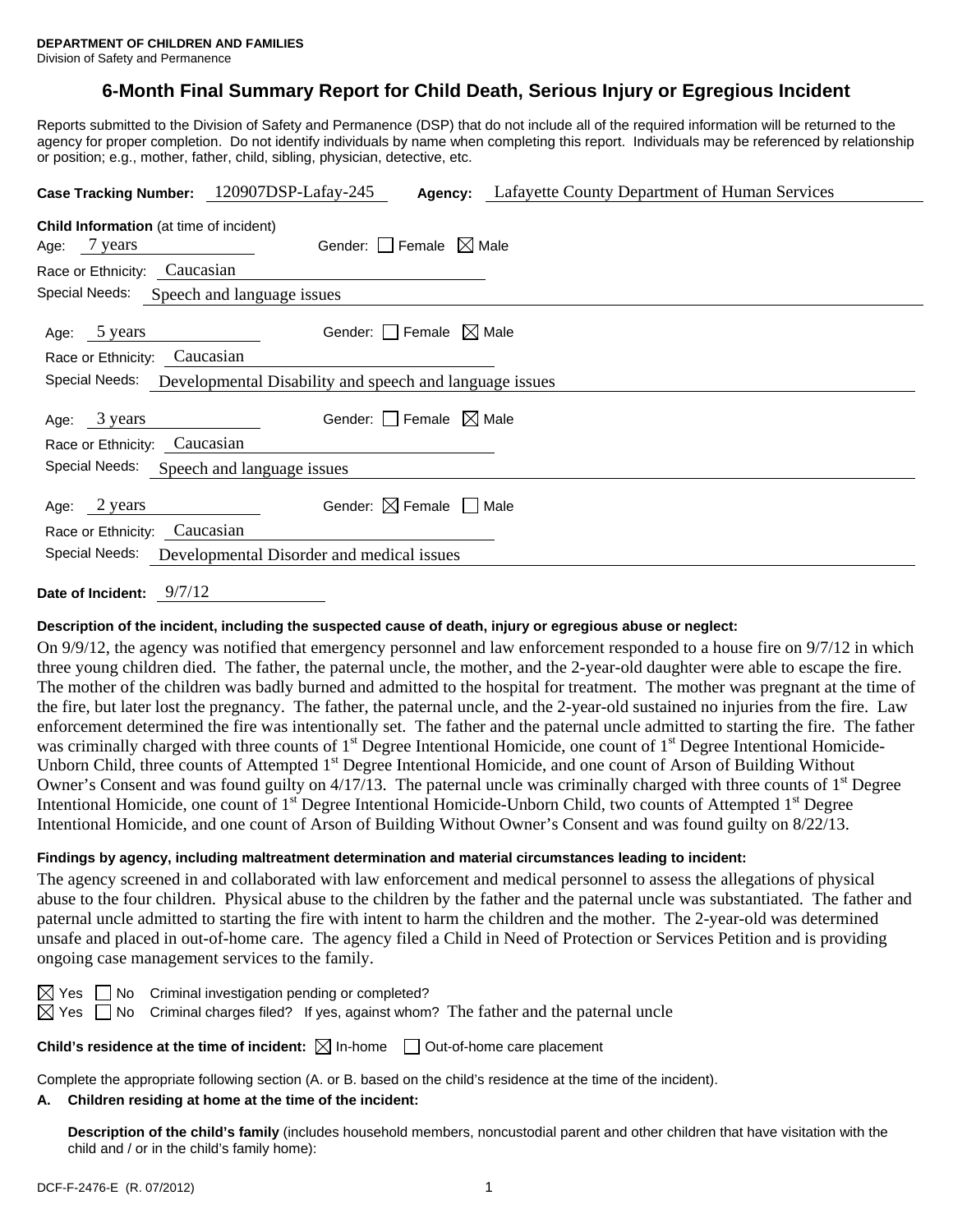**DEPARTMENT OF CHILDREN AND FAMILIES**
Division of Safety and Permanence

# 6-Month Final Summary Report for Child Death, Serious Injury or Egregious Incident

Reports submitted to the Division of Safety and Permanence (DSP) that do not include all of the required information will be returned to the agency for proper completion. Do not identify individuals by name when completing this report. Individuals may be referenced by relationship or position; e.g., mother, father, child, sibling, physician, detective, etc.

**Case Tracking Number:** 120907DSP-Lafay-245 **Agency:** Lafayette County Department of Human Services

**Child Information** (at time of incident)

Age: 7 years Gender: ☐ Female ☒ Male
Race or Ethnicity: Caucasian
Special Needs: Speech and language issues

Age: 5 years Gender: ☐ Female ☒ Male
Race or Ethnicity: Caucasian
Special Needs: Developmental Disability and speech and language issues

Age: 3 years Gender: ☐ Female ☒ Male
Race or Ethnicity: Caucasian
Special Needs: Speech and language issues

Age: 2 years Gender: ☒ Female ☐ Male
Race or Ethnicity: Caucasian
Special Needs: Developmental Disorder and medical issues

**Date of Incident:** 9/7/12

**Description of the incident, including the suspected cause of death, injury or egregious abuse or neglect:**

On 9/9/12, the agency was notified that emergency personnel and law enforcement responded to a house fire on 9/7/12 in which three young children died. The father, the paternal uncle, the mother, and the 2-year-old daughter were able to escape the fire. The mother of the children was badly burned and admitted to the hospital for treatment. The mother was pregnant at the time of the fire, but later lost the pregnancy. The father, the paternal uncle, and the 2-year-old sustained no injuries from the fire. Law enforcement determined the fire was intentionally set. The father and the paternal uncle admitted to starting the fire. The father was criminally charged with three counts of 1st Degree Intentional Homicide, one count of 1st Degree Intentional Homicide-Unborn Child, three counts of Attempted 1st Degree Intentional Homicide, and one count of Arson of Building Without Owner's Consent and was found guilty on 4/17/13. The paternal uncle was criminally charged with three counts of 1st Degree Intentional Homicide, one count of 1st Degree Intentional Homicide-Unborn Child, two counts of Attempted 1st Degree Intentional Homicide, and one count of Arson of Building Without Owner's Consent and was found guilty on 8/22/13.

**Findings by agency, including maltreatment determination and material circumstances leading to incident:**

The agency screened in and collaborated with law enforcement and medical personnel to assess the allegations of physical abuse to the four children. Physical abuse to the children by the father and the paternal uncle was substantiated. The father and paternal uncle admitted to starting the fire with intent to harm the children and the mother. The 2-year-old was determined unsafe and placed in out-of-home care. The agency filed a Child in Need of Protection or Services Petition and is providing ongoing case management services to the family.

☒ Yes ☐ No Criminal investigation pending or completed?
☒ Yes ☐ No Criminal charges filed? If yes, against whom? The father and the paternal uncle

**Child's residence at the time of incident:** ☒ In-home ☐ Out-of-home care placement

Complete the appropriate following section (A. or B. based on the child's residence at the time of the incident).

**A. Children residing at home at the time of the incident:**

**Description of the child's family** (includes household members, noncustodial parent and other children that have visitation with the child and / or in the child's family home):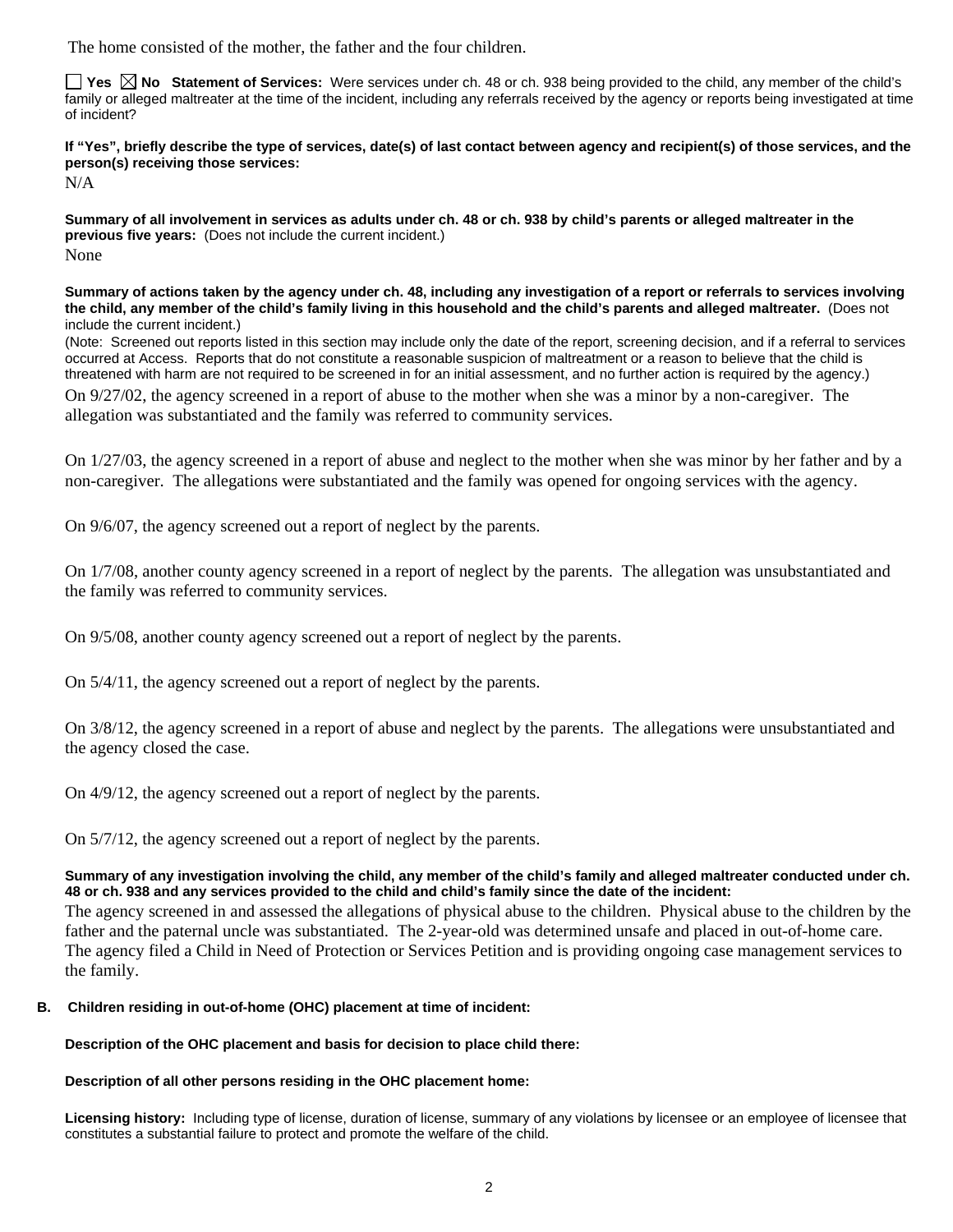The home consisted of the mother, the father and the four children.

☐ Yes ☒ No **Statement of Services:** Were services under ch. 48 or ch. 938 being provided to the child, any member of the child's family or alleged maltreater at the time of the incident, including any referrals received by the agency or reports being investigated at time of incident?

**If "Yes", briefly describe the type of services, date(s) of last contact between agency and recipient(s) of those services, and the person(s) receiving those services:**

N/A

**Summary of all involvement in services as adults under ch. 48 or ch. 938 by child's parents or alleged maltreater in the previous five years:** (Does not include the current incident.)

None

**Summary of actions taken by the agency under ch. 48, including any investigation of a report or referrals to services involving the child, any member of the child's family living in this household and the child's parents and alleged maltreater.** (Does not include the current incident.)

(Note: Screened out reports listed in this section may include only the date of the report, screening decision, and if a referral to services occurred at Access. Reports that do not constitute a reasonable suspicion of maltreatment or a reason to believe that the child is threatened with harm are not required to be screened in for an initial assessment, and no further action is required by the agency.)

On 9/27/02, the agency screened in a report of abuse to the mother when she was a minor by a non-caregiver. The allegation was substantiated and the family was referred to community services.

On 1/27/03, the agency screened in a report of abuse and neglect to the mother when she was minor by her father and by a non-caregiver. The allegations were substantiated and the family was opened for ongoing services with the agency.

On 9/6/07, the agency screened out a report of neglect by the parents.

On 1/7/08, another county agency screened in a report of neglect by the parents. The allegation was unsubstantiated and the family was referred to community services.

On 9/5/08, another county agency screened out a report of neglect by the parents.

On 5/4/11, the agency screened out a report of neglect by the parents.

On 3/8/12, the agency screened in a report of abuse and neglect by the parents. The allegations were unsubstantiated and the agency closed the case.

On 4/9/12, the agency screened out a report of neglect by the parents.

On 5/7/12, the agency screened out a report of neglect by the parents.

**Summary of any investigation involving the child, any member of the child's family and alleged maltreater conducted under ch. 48 or ch. 938 and any services provided to the child and child's family since the date of the incident:**

The agency screened in and assessed the allegations of physical abuse to the children. Physical abuse to the children by the father and the paternal uncle was substantiated. The 2-year-old was determined unsafe and placed in out-of-home care. The agency filed a Child in Need of Protection or Services Petition and is providing ongoing case management services to the family.

**B. Children residing in out-of-home (OHC) placement at time of incident:**

**Description of the OHC placement and basis for decision to place child there:**

**Description of all other persons residing in the OHC placement home:**

**Licensing history:** Including type of license, duration of license, summary of any violations by licensee or an employee of licensee that constitutes a substantial failure to protect and promote the welfare of the child.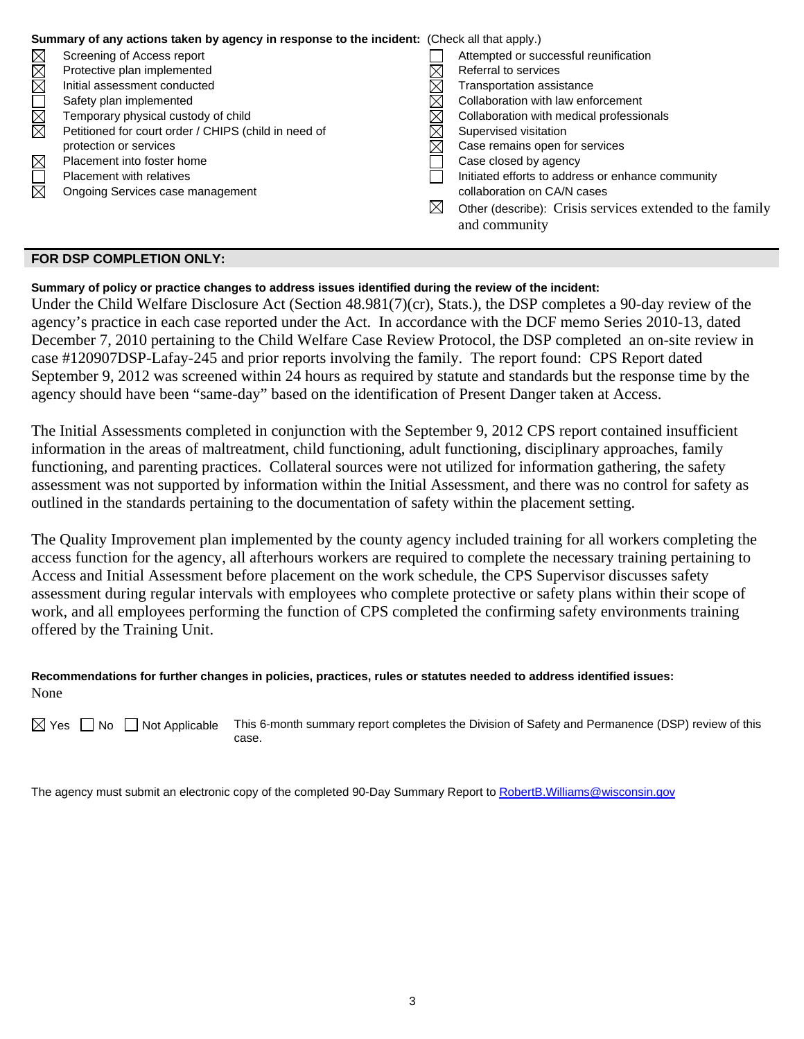**Summary of any actions taken by agency in response to the incident:** (Check all that apply.)

- ☒ Screening of Access report
- ☒ Protective plan implemented
- ☒ Initial assessment conducted
- ☐ Safety plan implemented
- ☒ Temporary physical custody of child
- ☒ Petitioned for court order / CHIPS (child in need of protection or services
- ☒ Placement into foster home
- ☐ Placement with relatives
- ☒ Ongoing Services case management
- ☐ Attempted or successful reunification
- ☒ Referral to services
- ☒ Transportation assistance
- ☒ Collaboration with law enforcement
- ☒ Collaboration with medical professionals
- ☒ Supervised visitation
- ☒ Case remains open for services
- ☐ Case closed by agency
- ☐ Initiated efforts to address or enhance community collaboration on CA/N cases
- ☒ Other (describe): Crisis services extended to the family and community

## FOR DSP COMPLETION ONLY:

**Summary of policy or practice changes to address issues identified during the review of the incident:**

Under the Child Welfare Disclosure Act (Section 48.981(7)(cr), Stats.), the DSP completes a 90-day review of the agency's practice in each case reported under the Act. In accordance with the DCF memo Series 2010-13, dated December 7, 2010 pertaining to the Child Welfare Case Review Protocol, the DSP completed an on-site review in case #120907DSP-Lafay-245 and prior reports involving the family. The report found: CPS Report dated September 9, 2012 was screened within 24 hours as required by statute and standards but the response time by the agency should have been "same-day" based on the identification of Present Danger taken at Access.

The Initial Assessments completed in conjunction with the September 9, 2012 CPS report contained insufficient information in the areas of maltreatment, child functioning, adult functioning, disciplinary approaches, family functioning, and parenting practices. Collateral sources were not utilized for information gathering, the safety assessment was not supported by information within the Initial Assessment, and there was no control for safety as outlined in the standards pertaining to the documentation of safety within the placement setting.

The Quality Improvement plan implemented by the county agency included training for all workers completing the access function for the agency, all afterhours workers are required to complete the necessary training pertaining to Access and Initial Assessment before placement on the work schedule, the CPS Supervisor discusses safety assessment during regular intervals with employees who complete protective or safety plans within their scope of work, and all employees performing the function of CPS completed the confirming safety environments training offered by the Training Unit.

**Recommendations for further changes in policies, practices, rules or statutes needed to address identified issues:**

None

☒ Yes ☐ No ☐ Not Applicable This 6-month summary report completes the Division of Safety and Permanence (DSP) review of this case.

The agency must submit an electronic copy of the completed 90-Day Summary Report to RobertB.Williams@wisconsin.gov